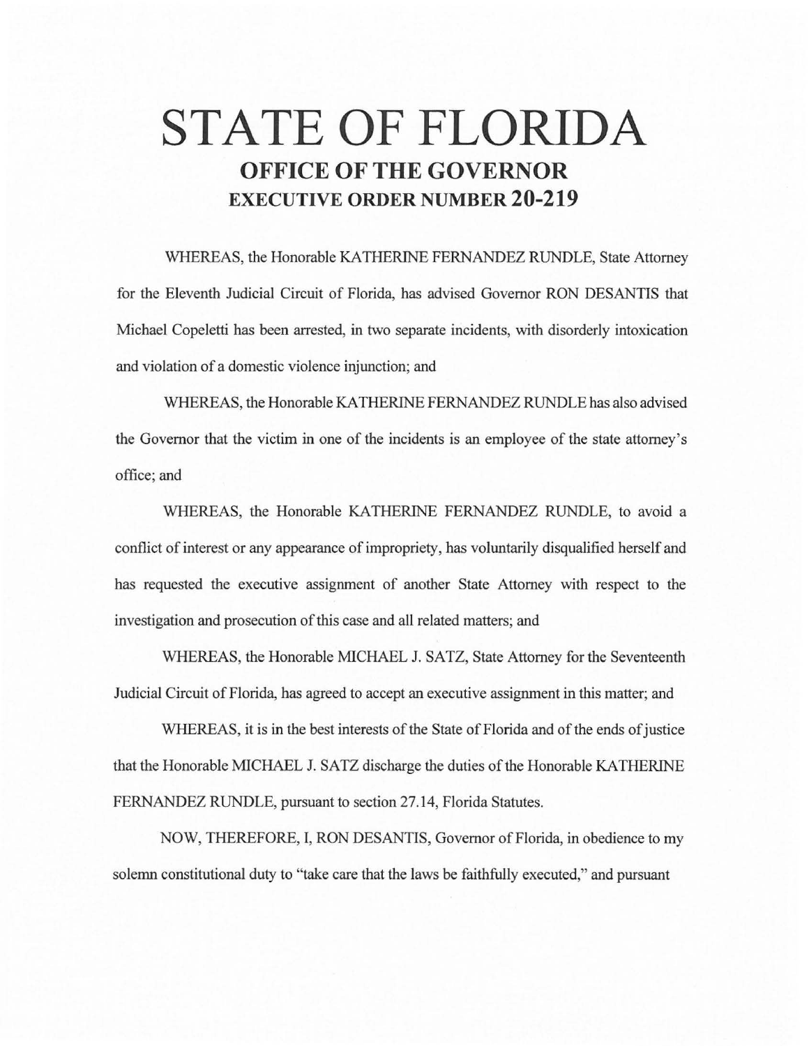# STATE OF FLORIDA
## OFFICE OF THE GOVERNOR
### EXECUTIVE ORDER NUMBER 20-219

WHEREAS, the Honorable KATHERINE FERNANDEZ RUNDLE, State Attorney for the Eleventh Judicial Circuit of Florida, has advised Governor RON DESANTIS that Michael Copeletti has been arrested, in two separate incidents, with disorderly intoxication and violation of a domestic violence injunction; and

WHEREAS, the Honorable KATHERINE FERNANDEZ RUNDLE has also advised the Governor that the victim in one of the incidents is an employee of the state attorney's office; and

WHEREAS, the Honorable KATHERINE FERNANDEZ RUNDLE, to avoid a conflict of interest or any appearance of impropriety, has voluntarily disqualified herself and has requested the executive assignment of another State Attorney with respect to the investigation and prosecution of this case and all related matters; and

WHEREAS, the Honorable MICHAEL J. SATZ, State Attorney for the Seventeenth Judicial Circuit of Florida, has agreed to accept an executive assignment in this matter; and

WHEREAS, it is in the best interests of the State of Florida and of the ends of justice that the Honorable MICHAEL J. SATZ discharge the duties of the Honorable KATHERINE FERNANDEZ RUNDLE, pursuant to section 27.14, Florida Statutes.

NOW, THEREFORE, I, RON DESANTIS, Governor of Florida, in obedience to my solemn constitutional duty to "take care that the laws be faithfully executed," and pursuant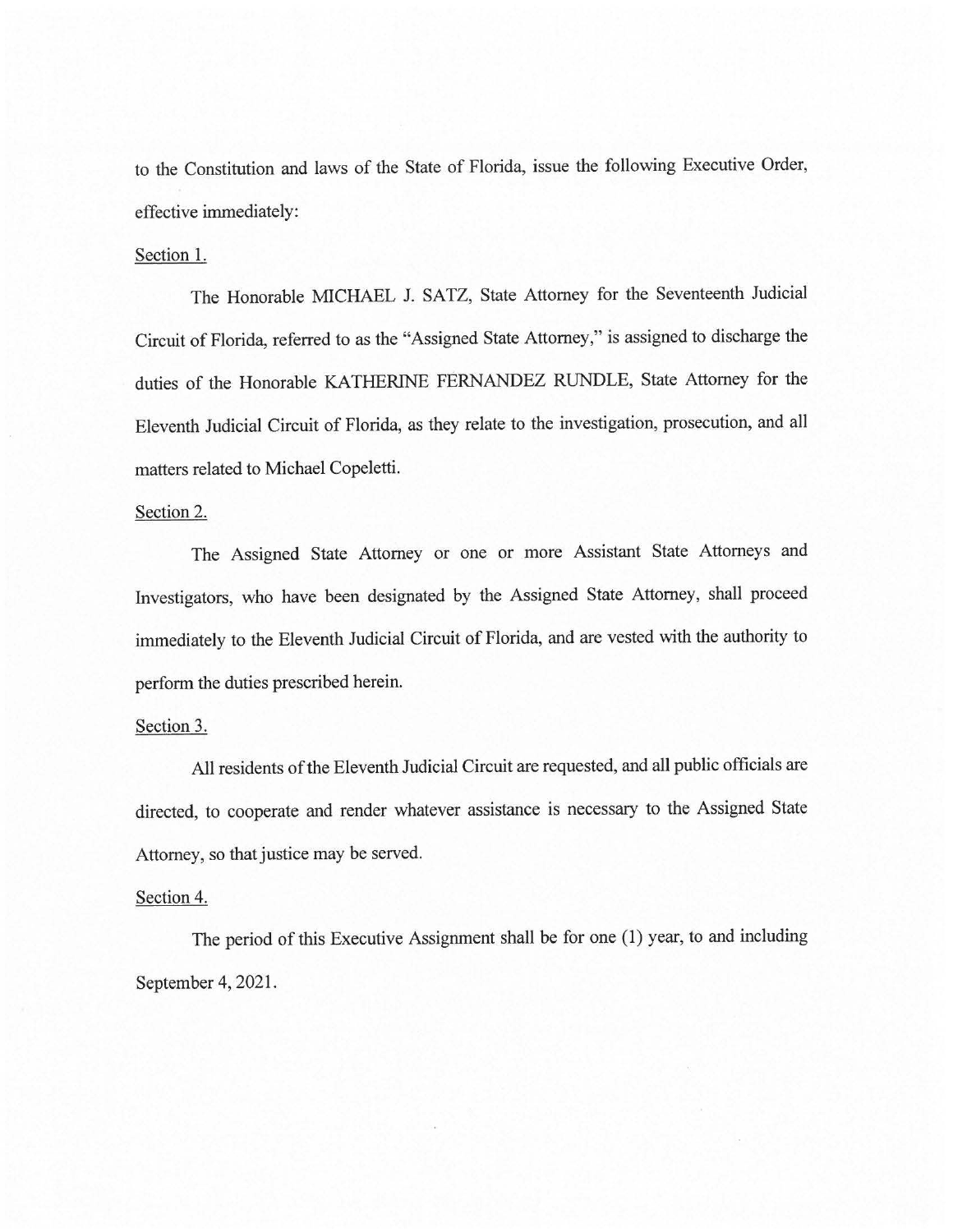to the Constitution and laws of the State of Florida, issue the following Executive Order, effective immediately:

Section 1.

The Honorable MICHAEL J. SATZ, State Attorney for the Seventeenth Judicial Circuit of Florida, referred to as the "Assigned State Attorney," is assigned to discharge the duties of the Honorable KATHERINE FERNANDEZ RUNDLE, State Attorney for the Eleventh Judicial Circuit of Florida, as they relate to the investigation, prosecution, and all matters related to Michael Copeletti.

Section 2.

The Assigned State Attorney or one or more Assistant State Attorneys and Investigators, who have been designated by the Assigned State Attorney, shall proceed immediately to the Eleventh Judicial Circuit of Florida, and are vested with the authority to perform the duties prescribed herein.

Section 3.

All residents of the Eleventh Judicial Circuit are requested, and all public officials are directed, to cooperate and render whatever assistance is necessary to the Assigned State Attorney, so that justice may be served.

Section 4.

The period of this Executive Assignment shall be for one (1) year, to and including September 4, 2021.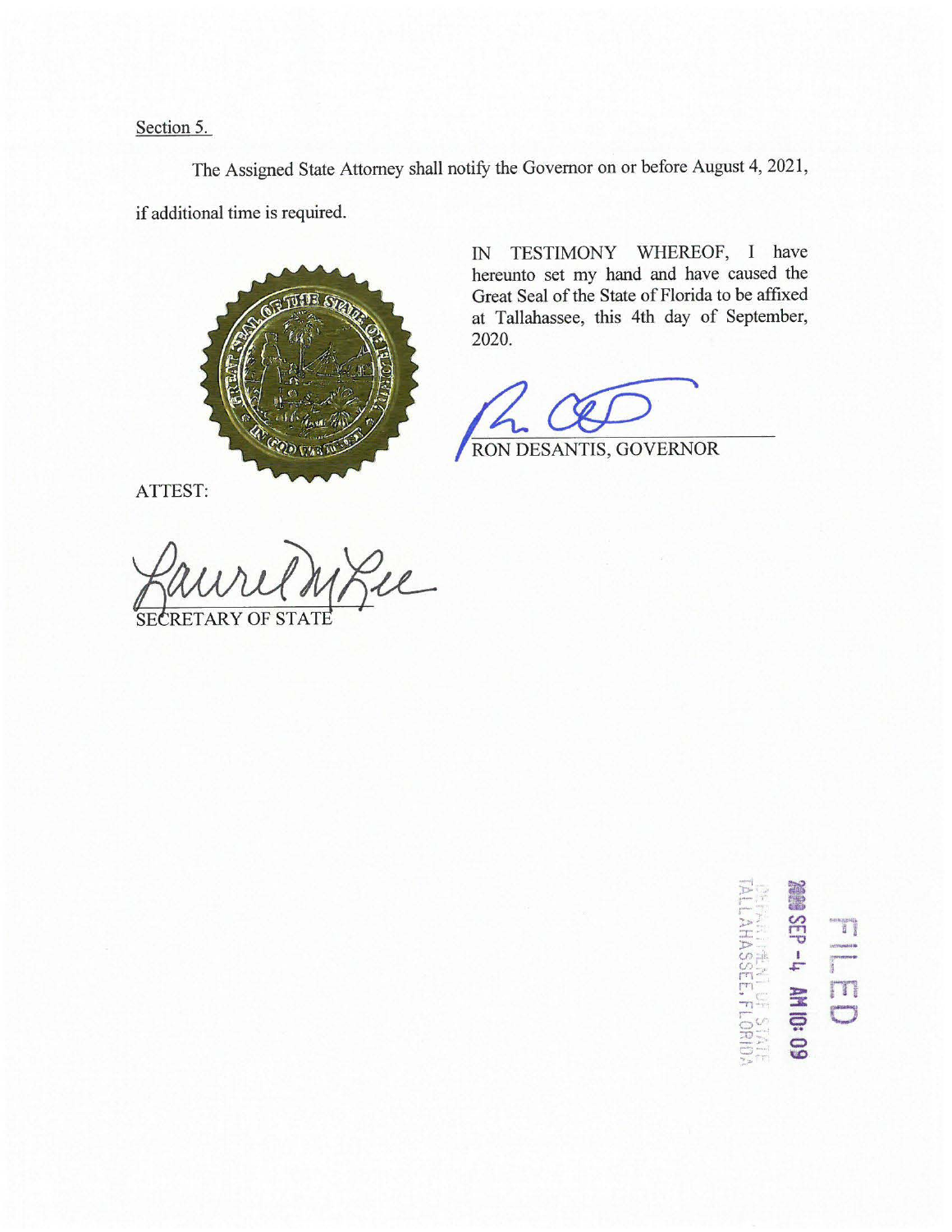Section 5.

The Assigned State Attorney shall notify the Governor on or before August 4, 2021, if additional time is required.

IN TESTIMONY WHEREOF, I have hereunto set my hand and have caused the Great Seal of the State of Florida to be affixed at Tallahassee, this 4th day of September, 2020.

RON DESANTIS, GOVERNOR

ATTEST:

SECRETARY OF STATE

FILED

2020 SEP -4 AM 10:09

DEPARTMENT OF STATE
TALLAHASSEE, FLORIDA